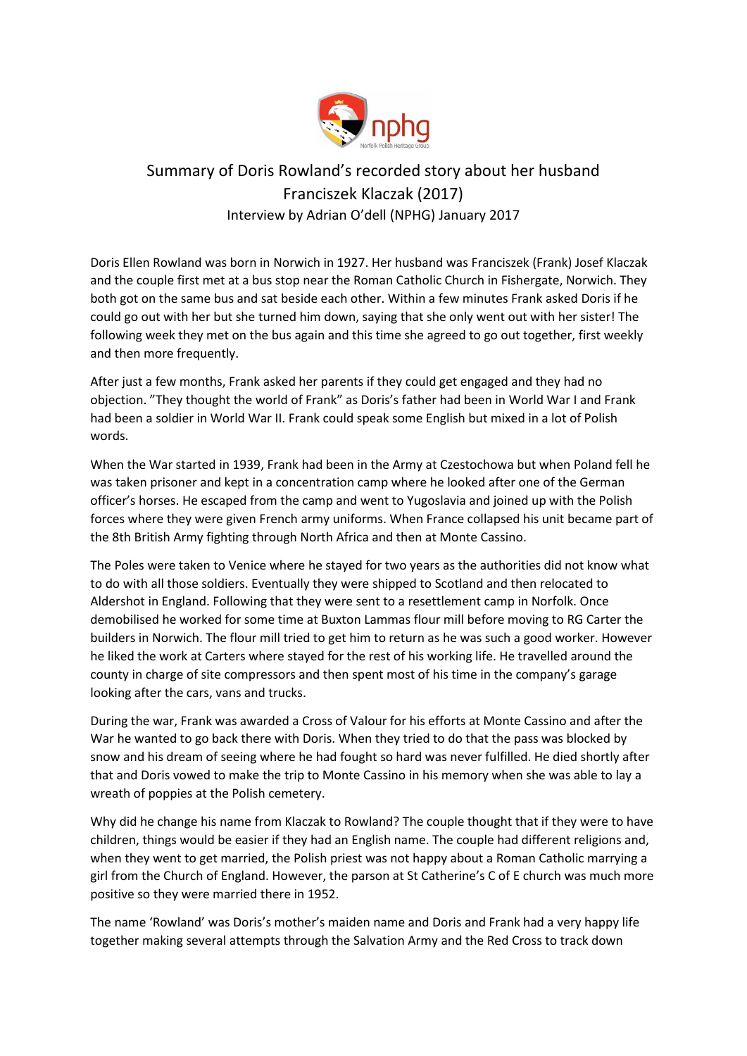# Summary of Doris Rowland's recorded story about her husband Franciszek Klaczak (2017)

Interview by Adrian O'dell (NPHG) January 2017

Doris Ellen Rowland was born in Norwich in 1927. Her husband was Franciszek (Frank) Josef Klaczak and the couple first met at a bus stop near the Roman Catholic Church in Fishergate, Norwich. They both got on the same bus and sat beside each other. Within a few minutes Frank asked Doris if he could go out with her but she turned him down, saying that she only went out with her sister! The following week they met on the bus again and this time she agreed to go out together, first weekly and then more frequently.

After just a few months, Frank asked her parents if they could get engaged and they had no objection. "They thought the world of Frank" as Doris's father had been in World War I and Frank had been a soldier in World War II. Frank could speak some English but mixed in a lot of Polish words.

When the War started in 1939, Frank had been in the Army at Czestochowa but when Poland fell he was taken prisoner and kept in a concentration camp where he looked after one of the German officer's horses. He escaped from the camp and went to Yugoslavia and joined up with the Polish forces where they were given French army uniforms. When France collapsed his unit became part of the 8th British Army fighting through North Africa and then at Monte Cassino.

The Poles were taken to Venice where he stayed for two years as the authorities did not know what to do with all those soldiers. Eventually they were shipped to Scotland and then relocated to Aldershot in England. Following that they were sent to a resettlement camp in Norfolk. Once demobilised he worked for some time at Buxton Lammas flour mill before moving to RG Carter the builders in Norwich. The flour mill tried to get him to return as he was such a good worker. However he liked the work at Carters where stayed for the rest of his working life. He travelled around the county in charge of site compressors and then spent most of his time in the company's garage looking after the cars, vans and trucks.

During the war, Frank was awarded a Cross of Valour for his efforts at Monte Cassino and after the War he wanted to go back there with Doris. When they tried to do that the pass was blocked by snow and his dream of seeing where he had fought so hard was never fulfilled. He died shortly after that and Doris vowed to make the trip to Monte Cassino in his memory when she was able to lay a wreath of poppies at the Polish cemetery.

Why did he change his name from Klaczak to Rowland? The couple thought that if they were to have children, things would be easier if they had an English name. The couple had different religions and, when they went to get married, the Polish priest was not happy about a Roman Catholic marrying a girl from the Church of England. However, the parson at St Catherine's C of E church was much more positive so they were married there in 1952.

The name 'Rowland' was Doris's mother's maiden name and Doris and Frank had a very happy life together making several attempts through the Salvation Army and the Red Cross to track down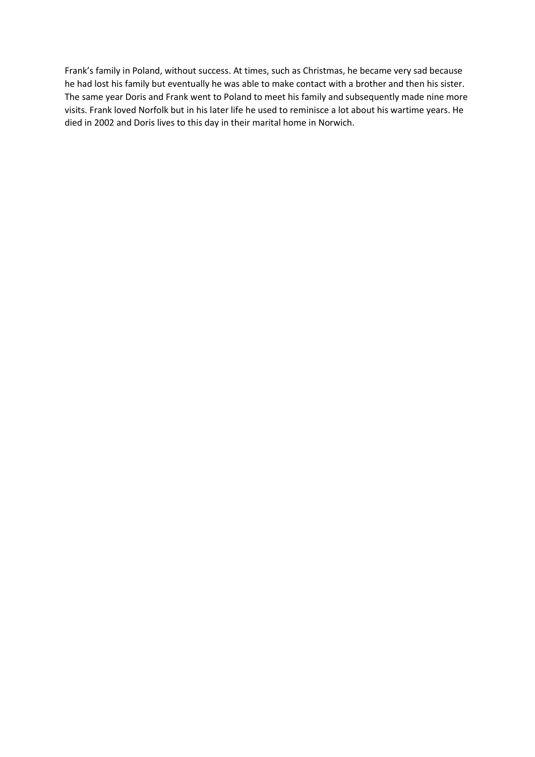Frank's family in Poland, without success. At times, such as Christmas, he became very sad because he had lost his family but eventually he was able to make contact with a brother and then his sister. The same year Doris and Frank went to Poland to meet his family and subsequently made nine more visits. Frank loved Norfolk but in his later life he used to reminisce a lot about his wartime years. He died in 2002 and Doris lives to this day in their marital home in Norwich.